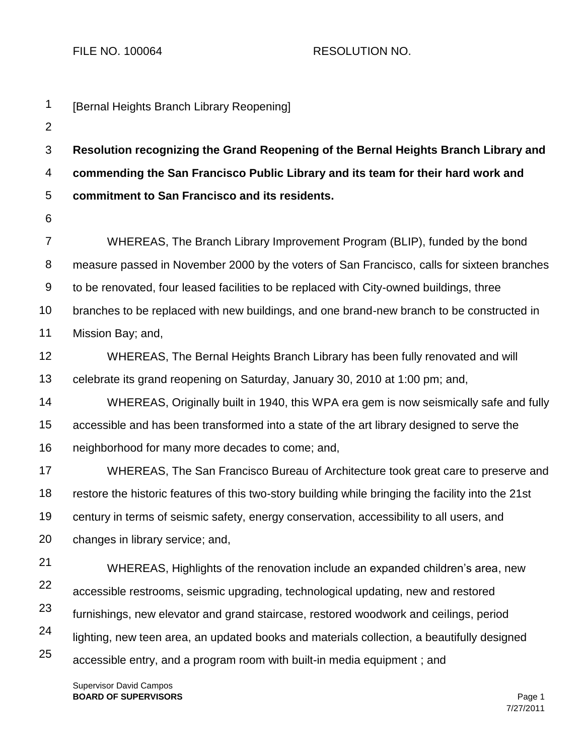FILE NO. 100064 RESOLUTION NO.

[Bernal Heights Branch Library Reopening]

**Resolution recognizing the Grand Reopening of the Bernal Heights Branch Library and commending the San Francisco Public Library and its team for their hard work and commitment to San Francisco and its residents.**

WHEREAS, The Branch Library Improvement Program (BLIP), funded by the bond measure passed in November 2000 by the voters of San Francisco, calls for sixteen branches to be renovated, four leased facilities to be replaced with City-owned buildings, three branches to be replaced with new buildings, and one brand-new branch to be constructed in Mission Bay; and,

WHEREAS, The Bernal Heights Branch Library has been fully renovated and will celebrate its grand reopening on Saturday, January 30, 2010 at 1:00 pm; and,

WHEREAS, Originally built in 1940, this WPA era gem is now seismically safe and fully accessible and has been transformed into a state of the art library designed to serve the neighborhood for many more decades to come; and,

WHEREAS, The San Francisco Bureau of Architecture took great care to preserve and restore the historic features of this two-story building while bringing the facility into the 21st century in terms of seismic safety, energy conservation, accessibility to all users, and changes in library service; and,

WHEREAS, Highlights of the renovation include an expanded children's area, new accessible restrooms, seismic upgrading, technological updating, new and restored furnishings, new elevator and grand staircase, restored woodwork and ceilings, period lighting, new teen area, an updated books and materials collection, a beautifully designed accessible entry, and a program room with built-in media equipment ; and

Supervisor David Campos
**BOARD OF SUPERVISORS**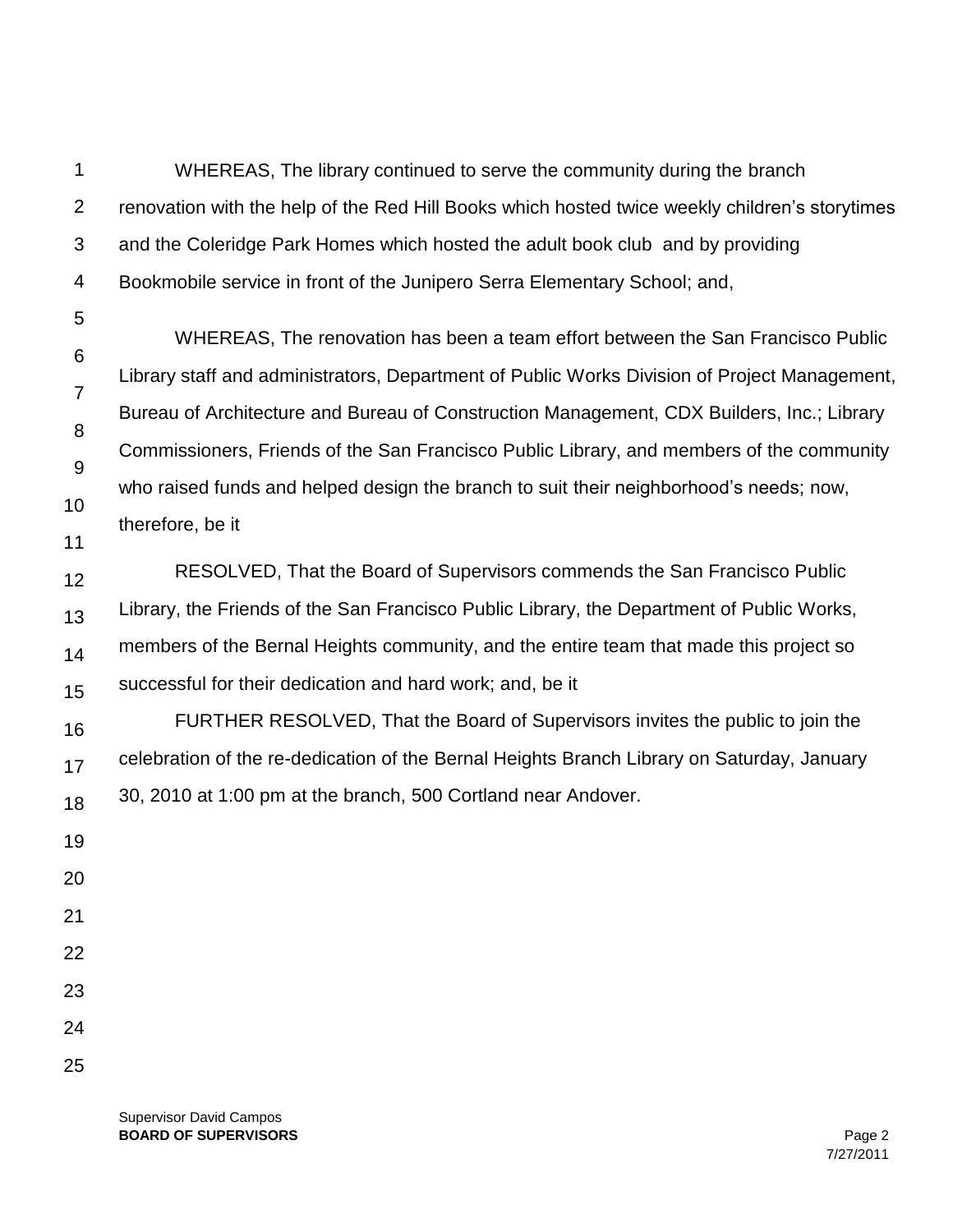WHEREAS, The library continued to serve the community during the branch renovation with the help of the Red Hill Books which hosted twice weekly children's storytimes and the Coleridge Park Homes which hosted the adult book club and by providing Bookmobile service in front of the Junipero Serra Elementary School; and,

WHEREAS, The renovation has been a team effort between the San Francisco Public Library staff and administrators, Department of Public Works Division of Project Management, Bureau of Architecture and Bureau of Construction Management, CDX Builders, Inc.; Library Commissioners, Friends of the San Francisco Public Library, and members of the community who raised funds and helped design the branch to suit their neighborhood's needs; now, therefore, be it

RESOLVED, That the Board of Supervisors commends the San Francisco Public Library, the Friends of the San Francisco Public Library, the Department of Public Works, members of the Bernal Heights community, and the entire team that made this project so successful for their dedication and hard work; and, be it

FURTHER RESOLVED, That the Board of Supervisors invites the public to join the celebration of the re-dedication of the Bernal Heights Branch Library on Saturday, January 30, 2010 at 1:00 pm at the branch, 500 Cortland near Andover.